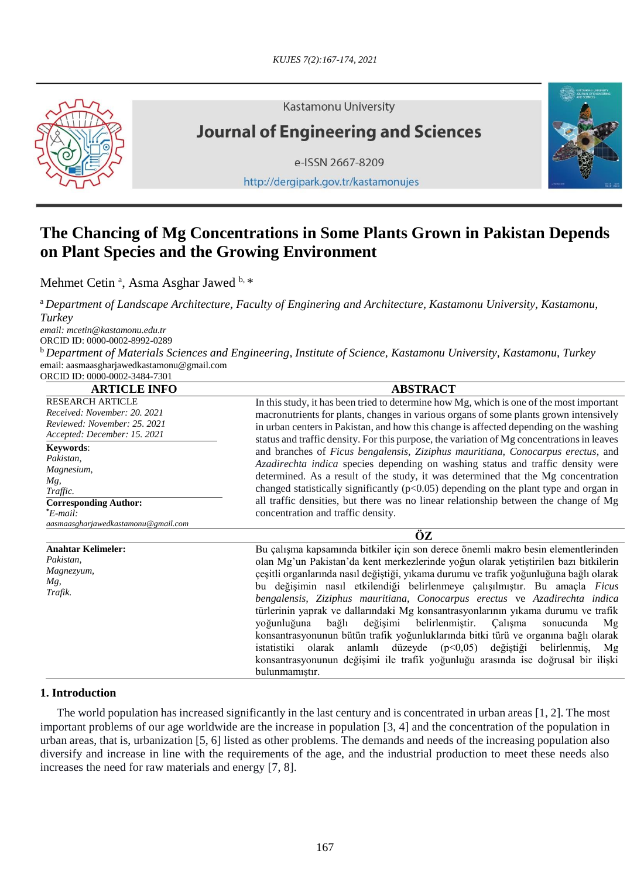Kastamonu University

**Journal of Engineering and Sciences**

e-ISSN 2667-8209

http://dergipark.gov.tr/kastamonujes

# The Chancing of Mg Concentrations in Some Plants Grown in Pakistan Depends on Plant Species and the Growing Environment

Mehmet Cetin [a], Asma Asghar Jawed [b, *]

[a] *Department of Landscape Architecture, Faculty of Enginering and Architecture, Kastamonu University, Kastamonu, Turkey*
*email: mcetin@kastamonu.edu.tr*
ORCID ID: 0000-0002-8992-0289

[b] *Department of Materials Sciences and Engineering, Institute of Science, Kastamonu University, Kastamonu, Turkey*
email: aasmaasgharjawedkastamonu@gmail.com
ORCID ID: 0000-0002-3484-7301

## ARTICLE INFO

RESEARCH ARTICLE
*Received: November: 20. 2021*
*Reviewed: November: 25. 2021*
*Accepted: December: 15. 2021*

**Keywords**:
*Pakistan,*
*Magnesium,*
*Mg,*
*Traffic.*

**Corresponding Author:**
**\****E-mail:*
*aasmaasgharjawedkastamonu@gmail.com*

## ABSTRACT

In this study, it has been tried to determine how Mg, which is one of the most important macronutrients for plants, changes in various organs of some plants grown intensively in urban centers in Pakistan, and how this change is affected depending on the washing status and traffic density. For this purpose, the variation of Mg concentrations in leaves and branches of *Ficus bengalensis*, *Ziziphus mauritiana*, *Conocarpus erectus*, and *Azadirechta indica* species depending on washing status and traffic density were determined. As a result of the study, it was determined that the Mg concentration changed statistically significantly ($p<0.05$) depending on the plant type and organ in all traffic densities, but there was no linear relationship between the change of Mg concentration and traffic density.

## ÖZ

**Anahtar Kelimeler:**
*Pakistan,*
*Magnezyum,*
*Mg,*
*Trafik.*

Bu çalışma kapsamında bitkiler için son derece önemli makro besin elementlerinden olan Mg'un Pakistan'da kent merkezlerinde yoğun olarak yetiştirilen bazı bitkilerin çeşitli organlarında nasıl değiştiği, yıkama durumu ve trafik yoğunluğuna bağlı olarak bu değişimin nasıl etkilendiği belirlenmeye çalışılmıştır. Bu amaçla *Ficus bengalensis, Ziziphus mauritiana, Conocarpus erectus* ve *Azadirechta indica* türlerinin yaprak ve dallarındaki Mg konsantrasyonlarının yıkama durumu ve trafik yoğunluğuna bağlı değişimi belirlenmiştir. Çalışma sonucunda Mg konsantrasyonunun bütün trafik yoğunluklarında bitki türü ve organına bağlı olarak istatistiki olarak anlamlı düzeyde ($p<0,05$) değiştiği belirlenmiş, Mg konsantrasyonunun değişimi ile trafik yoğunluğu arasında ise doğrusal bir ilişki bulunmamıştır.

## 1. Introduction

The world population has increased significantly in the last century and is concentrated in urban areas [1, 2]. The most important problems of our age worldwide are the increase in population [3, 4] and the concentration of the population in urban areas, that is, urbanization [5, 6] listed as other problems. The demands and needs of the increasing population also diversify and increase in line with the requirements of the age, and the industrial production to meet these needs also increases the need for raw materials and energy [7, 8].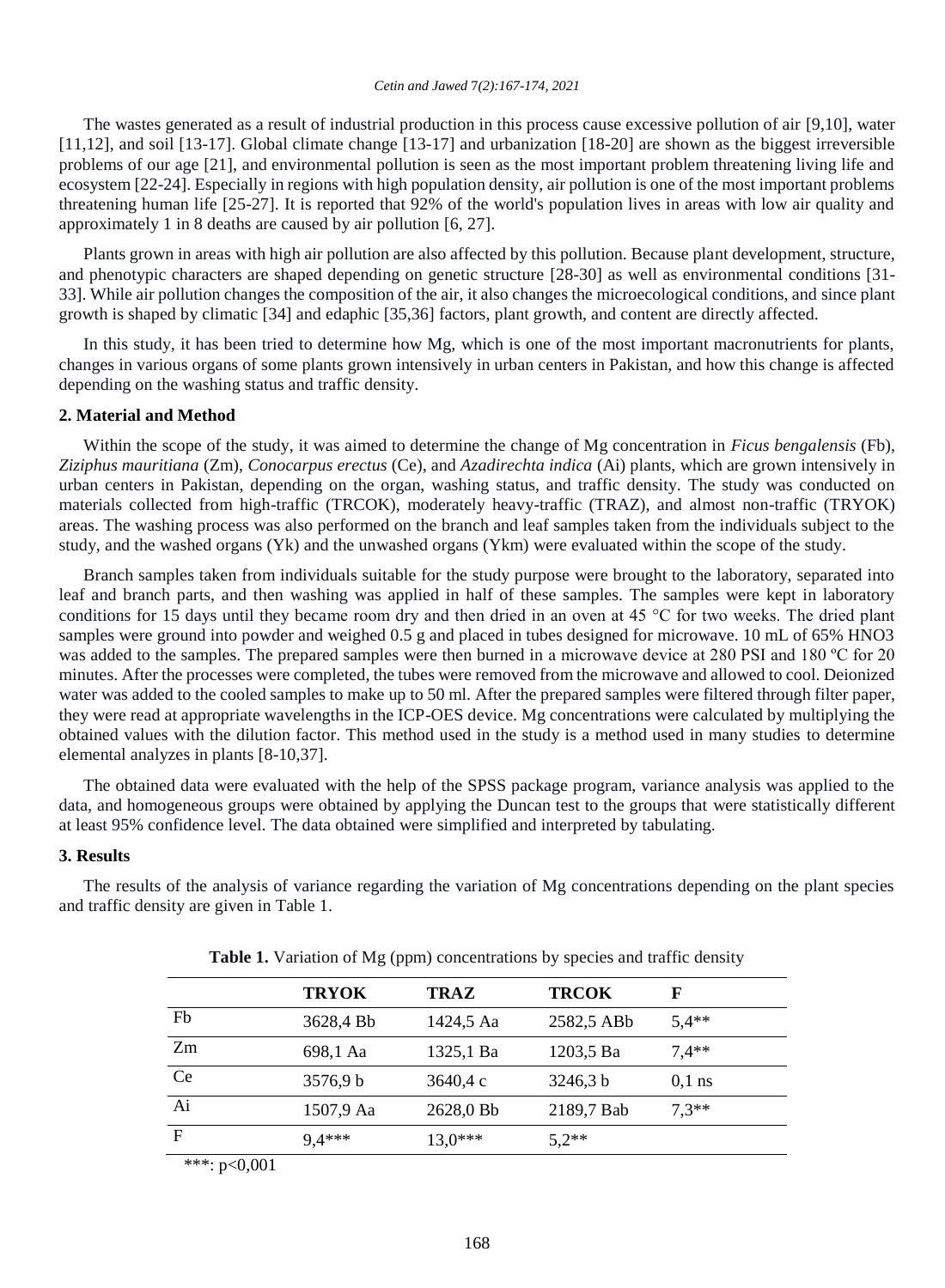The wastes generated as a result of industrial production in this process cause excessive pollution of air [9,10], water [11,12], and soil [13-17]. Global climate change [13-17] and urbanization [18-20] are shown as the biggest irreversible problems of our age [21], and environmental pollution is seen as the most important problem threatening living life and ecosystem [22-24]. Especially in regions with high population density, air pollution is one of the most important problems threatening human life [25-27]. It is reported that 92% of the world's population lives in areas with low air quality and approximately 1 in 8 deaths are caused by air pollution [6, 27].

Plants grown in areas with high air pollution are also affected by this pollution. Because plant development, structure, and phenotypic characters are shaped depending on genetic structure [28-30] as well as environmental conditions [31-33]. While air pollution changes the composition of the air, it also changes the microecological conditions, and since plant growth is shaped by climatic [34] and edaphic [35,36] factors, plant growth, and content are directly affected.

In this study, it has been tried to determine how Mg, which is one of the most important macronutrients for plants, changes in various organs of some plants grown intensively in urban centers in Pakistan, and how this change is affected depending on the washing status and traffic density.

## 2. Material and Method

Within the scope of the study, it was aimed to determine the change of Mg concentration in *Ficus bengalensis* (Fb), *Ziziphus mauritiana* (Zm), *Conocarpus erectus* (Ce), and *Azadirechta indica* (Ai) plants, which are grown intensively in urban centers in Pakistan, depending on the organ, washing status, and traffic density. The study was conducted on materials collected from high-traffic (TRCOK), moderately heavy-traffic (TRAZ), and almost non-traffic (TRYOK) areas. The washing process was also performed on the branch and leaf samples taken from the individuals subject to the study, and the washed organs (Yk) and the unwashed organs (Ykm) were evaluated within the scope of the study.

Branch samples taken from individuals suitable for the study purpose were brought to the laboratory, separated into leaf and branch parts, and then washing was applied in half of these samples. The samples were kept in laboratory conditions for 15 days until they became room dry and then dried in an oven at 45 °C for two weeks. The dried plant samples were ground into powder and weighed 0.5 g and placed in tubes designed for microwave. 10 mL of 65% $HNO_3$ was added to the samples. The prepared samples were then burned in a microwave device at 280 PSI and 180 ºC for 20 minutes. After the processes were completed, the tubes were removed from the microwave and allowed to cool. Deionized water was added to the cooled samples to make up to 50 ml. After the prepared samples were filtered through filter paper, they were read at appropriate wavelengths in the ICP-OES device. Mg concentrations were calculated by multiplying the obtained values with the dilution factor. This method used in the study is a method used in many studies to determine elemental analyzes in plants [8-10,37].

The obtained data were evaluated with the help of the SPSS package program, variance analysis was applied to the data, and homogeneous groups were obtained by applying the Duncan test to the groups that were statistically different at least 95% confidence level. The data obtained were simplified and interpreted by tabulating.

## 3. Results

The results of the analysis of variance regarding the variation of Mg concentrations depending on the plant species and traffic density are given in Table 1.

**Table 1.** Variation of Mg (ppm) concentrations by species and traffic density

| | TRYOK | TRAZ | TRCOK | F |
|---|---|---|---|---|
| Fb | 3628,4 Bb | 1424,5 Aa | 2582,5 ABb | 5,4** |
| Zm | 698,1 Aa | 1325,1 Ba | 1203,5 Ba | 7,4** |
| Ce | 3576,9 b | 3640,4 c | 3246,3 b | 0,1 ns |
| Ai | 1507,9 Aa | 2628,0 Bb | 2189,7 Bab | 7,3** |
| F | 9,4*** | 13,0*** | 5,2** | |

***: p<0,001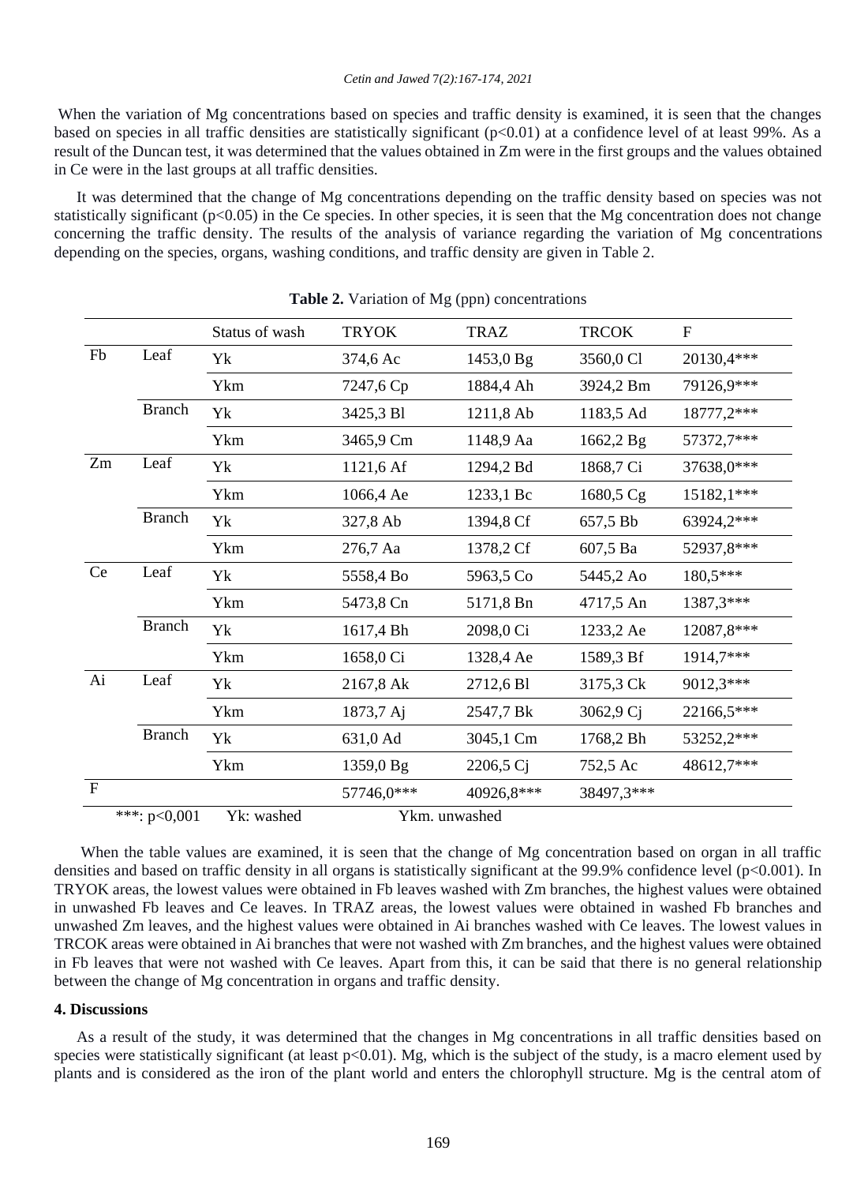When the variation of Mg concentrations based on species and traffic density is examined, it is seen that the changes based on species in all traffic densities are statistically significant ($p<0.01$) at a confidence level of at least 99%. As a result of the Duncan test, it was determined that the values obtained in Zm were in the first groups and the values obtained in Ce were in the last groups at all traffic densities.

It was determined that the change of Mg concentrations depending on the traffic density based on species was not statistically significant ($p<0.05$) in the Ce species. In other species, it is seen that the Mg concentration does not change concerning the traffic density. The results of the analysis of variance regarding the variation of Mg concentrations depending on the species, organs, washing conditions, and traffic density are given in Table 2.

**Table 2.** Variation of Mg (ppn) concentrations

| | | Status of wash | TRYOK | TRAZ | TRCOK | F |
|---|---|---|---|---|---|---|
| Fb | Leaf | Yk | 374,6 Ac | 1453,0 Bg | 3560,0 Cl | 20130,4*** |
| | | Ykm | 7247,6 Cp | 1884,4 Ah | 3924,2 Bm | 79126,9*** |
| | Branch | Yk | 3425,3 Bl | 1211,8 Ab | 1183,5 Ad | 18777,2*** |
| | | Ykm | 3465,9 Cm | 1148,9 Aa | 1662,2 Bg | 57372,7*** |
| Zm | Leaf | Yk | 1121,6 Af | 1294,2 Bd | 1868,7 Ci | 37638,0*** |
| | | Ykm | 1066,4 Ae | 1233,1 Bc | 1680,5 Cg | 15182,1*** |
| | Branch | Yk | 327,8 Ab | 1394,8 Cf | 657,5 Bb | 63924,2*** |
| | | Ykm | 276,7 Aa | 1378,2 Cf | 607,5 Ba | 52937,8*** |
| Ce | Leaf | Yk | 5558,4 Bo | 5963,5 Co | 5445,2 Ao | 180,5*** |
| | | Ykm | 5473,8 Cn | 5171,8 Bn | 4717,5 An | 1387,3*** |
| | Branch | Yk | 1617,4 Bh | 2098,0 Ci | 1233,2 Ae | 12087,8*** |
| | | Ykm | 1658,0 Ci | 1328,4 Ae | 1589,3 Bf | 1914,7*** |
| Ai | Leaf | Yk | 2167,8 Ak | 2712,6 Bl | 3175,3 Ck | 9012,3*** |
| | | Ykm | 1873,7 Aj | 2547,7 Bk | 3062,9 Cj | 22166,5*** |
| | Branch | Yk | 631,0 Ad | 3045,1 Cm | 1768,2 Bh | 53252,2*** |
| | | Ykm | 1359,0 Bg | 2206,5 Cj | 752,5 Ac | 48612,7*** |
| F | | | 57746,0*** | 40926,8*** | 38497,3*** | |

***: $p<0,001$ Yk: washed Ykm. unwashed

When the table values are examined, it is seen that the change of Mg concentration based on organ in all traffic densities and based on traffic density in all organs is statistically significant at the 99.9% confidence level ($p<0.001$). In TRYOK areas, the lowest values were obtained in Fb leaves washed with Zm branches, the highest values were obtained in unwashed Fb leaves and Ce leaves. In TRAZ areas, the lowest values were obtained in washed Fb branches and unwashed Zm leaves, and the highest values were obtained in Ai branches washed with Ce leaves. The lowest values in TRCOK areas were obtained in Ai branches that were not washed with Zm branches, and the highest values were obtained in Fb leaves that were not washed with Ce leaves. Apart from this, it can be said that there is no general relationship between the change of Mg concentration in organs and traffic density.

## 4. Discussions

As a result of the study, it was determined that the changes in Mg concentrations in all traffic densities based on species were statistically significant (at least $p<0.01$). Mg, which is the subject of the study, is a macro element used by plants and is considered as the iron of the plant world and enters the chlorophyll structure. Mg is the central atom of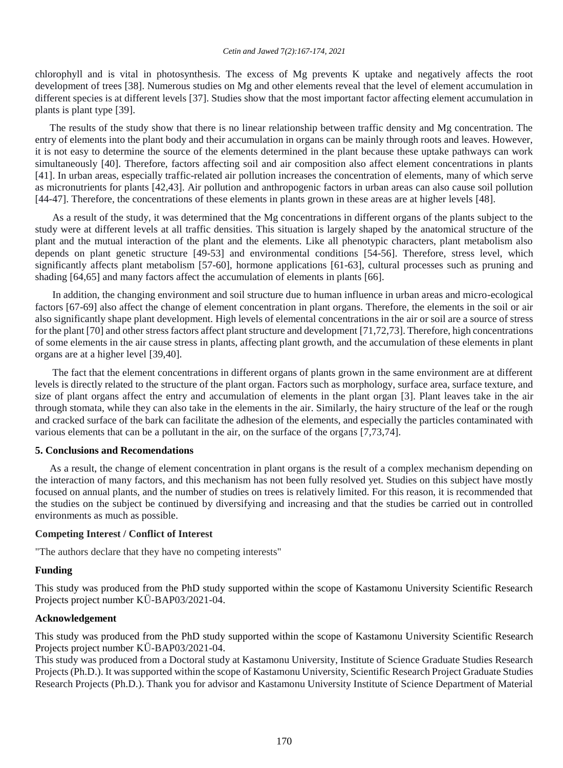chlorophyll and is vital in photosynthesis. The excess of Mg prevents K uptake and negatively affects the root development of trees [38]. Numerous studies on Mg and other elements reveal that the level of element accumulation in different species is at different levels [37]. Studies show that the most important factor affecting element accumulation in plants is plant type [39].

The results of the study show that there is no linear relationship between traffic density and Mg concentration. The entry of elements into the plant body and their accumulation in organs can be mainly through roots and leaves. However, it is not easy to determine the source of the elements determined in the plant because these uptake pathways can work simultaneously [40]. Therefore, factors affecting soil and air composition also affect element concentrations in plants [41]. In urban areas, especially traffic-related air pollution increases the concentration of elements, many of which serve as micronutrients for plants [42,43]. Air pollution and anthropogenic factors in urban areas can also cause soil pollution [44-47]. Therefore, the concentrations of these elements in plants grown in these areas are at higher levels [48].

As a result of the study, it was determined that the Mg concentrations in different organs of the plants subject to the study were at different levels at all traffic densities. This situation is largely shaped by the anatomical structure of the plant and the mutual interaction of the plant and the elements. Like all phenotypic characters, plant metabolism also depends on plant genetic structure [49-53] and environmental conditions [54-56]. Therefore, stress level, which significantly affects plant metabolism [57-60], hormone applications [61-63], cultural processes such as pruning and shading [64,65] and many factors affect the accumulation of elements in plants [66].

In addition, the changing environment and soil structure due to human influence in urban areas and micro-ecological factors [67-69] also affect the change of element concentration in plant organs. Therefore, the elements in the soil or air also significantly shape plant development. High levels of elemental concentrations in the air or soil are a source of stress for the plant [70] and other stress factors affect plant structure and development [71,72,73]. Therefore, high concentrations of some elements in the air cause stress in plants, affecting plant growth, and the accumulation of these elements in plant organs are at a higher level [39,40].

The fact that the element concentrations in different organs of plants grown in the same environment are at different levels is directly related to the structure of the plant organ. Factors such as morphology, surface area, surface texture, and size of plant organs affect the entry and accumulation of elements in the plant organ [3]. Plant leaves take in the air through stomata, while they can also take in the elements in the air. Similarly, the hairy structure of the leaf or the rough and cracked surface of the bark can facilitate the adhesion of the elements, and especially the particles contaminated with various elements that can be a pollutant in the air, on the surface of the organs [7,73,74].

## 5. Conclusions and Recomendations

As a result, the change of element concentration in plant organs is the result of a complex mechanism depending on the interaction of many factors, and this mechanism has not been fully resolved yet. Studies on this subject have mostly focused on annual plants, and the number of studies on trees is relatively limited. For this reason, it is recommended that the studies on the subject be continued by diversifying and increasing and that the studies be carried out in controlled environments as much as possible.

**Competing Interest / Conflict of Interest**

"The authors declare that they have no competing interests"

**Funding**

This study was produced from the PhD study supported within the scope of Kastamonu University Scientific Research Projects project number KÜ-BAP03/2021-04.

**Acknowledgement**

This study was produced from the PhD study supported within the scope of Kastamonu University Scientific Research Projects project number KÜ-BAP03/2021-04.
This study was produced from a Doctoral study at Kastamonu University, Institute of Science Graduate Studies Research Projects (Ph.D.). It was supported within the scope of Kastamonu University, Scientific Research Project Graduate Studies Research Projects (Ph.D.). Thank you for advisor and Kastamonu University Institute of Science Department of Material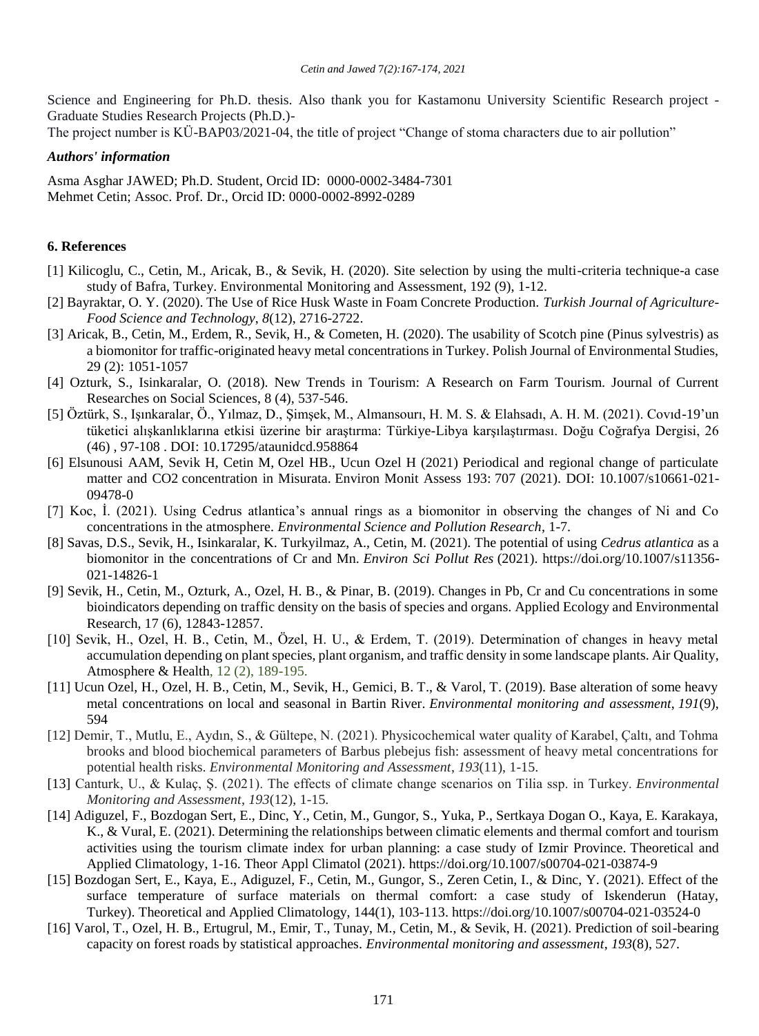Science and Engineering for Ph.D. thesis. Also thank you for Kastamonu University Scientific Research project - Graduate Studies Research Projects (Ph.D.)-

The project number is KÜ-BAP03/2021-04, the title of project "Change of stoma characters due to air pollution"

### *Authors' information*

Asma Asghar JAWED; Ph.D. Student, Orcid ID: 0000-0002-3484-7301
Mehmet Cetin; Assoc. Prof. Dr., Orcid ID: 0000-0002-8992-0289

## 6. References

[1] Kilicoglu, C., Cetin, M., Aricak, B., & Sevik, H. (2020). Site selection by using the multi-criteria technique-a case study of Bafra, Turkey. Environmental Monitoring and Assessment, 192 (9), 1-12.

[2] Bayraktar, O. Y. (2020). The Use of Rice Husk Waste in Foam Concrete Production. *Turkish Journal of Agriculture-Food Science and Technology*, *8*(12), 2716-2722.

[3] Aricak, B., Cetin, M., Erdem, R., Sevik, H., & Cometen, H. (2020). The usability of Scotch pine (Pinus sylvestris) as a biomonitor for traffic-originated heavy metal concentrations in Turkey. Polish Journal of Environmental Studies, 29 (2): 1051-1057

[4] Ozturk, S., Isinkaralar, O. (2018). New Trends in Tourism: A Research on Farm Tourism. Journal of Current Researches on Social Sciences, 8 (4), 537-546.

[5] Öztürk, S., Işınkaralar, Ö., Yılmaz, D., Şimşek, M., Almansourı, H. M. S. & Elahsadı, A. H. M. (2021). Covıd-19'un tüketici alışkanlıklarına etkisi üzerine bir araştırma: Türkiye-Libya karşılaştırması. Doğu Coğrafya Dergisi, 26 (46) , 97-108 . DOI: 10.17295/ataunidcd.958864

[6] Elsunousi AAM, Sevik H, Cetin M, Ozel HB., Ucun Ozel H (2021) Periodical and regional change of particulate matter and CO2 concentration in Misurata. Environ Monit Assess 193: 707 (2021). DOI: 10.1007/s10661-021-09478-0

[7] Koc, İ. (2021). Using Cedrus atlantica's annual rings as a biomonitor in observing the changes of Ni and Co concentrations in the atmosphere. *Environmental Science and Pollution Research*, 1-7.

[8] Savas, D.S., Sevik, H., Isinkaralar, K. Turkyilmaz, A., Cetin, M. (2021). The potential of using *Cedrus atlantica* as a biomonitor in the concentrations of Cr and Mn. *Environ Sci Pollut Res* (2021). https://doi.org/10.1007/s11356-021-14826-1

[9] Sevik, H., Cetin, M., Ozturk, A., Ozel, H. B., & Pinar, B. (2019). Changes in Pb, Cr and Cu concentrations in some bioindicators depending on traffic density on the basis of species and organs. Applied Ecology and Environmental Research, 17 (6), 12843-12857.

[10] Sevik, H., Ozel, H. B., Cetin, M., Özel, H. U., & Erdem, T. (2019). Determination of changes in heavy metal accumulation depending on plant species, plant organism, and traffic density in some landscape plants. Air Quality, Atmosphere & Health, 12 (2), 189-195.

[11] Ucun Ozel, H., Ozel, H. B., Cetin, M., Sevik, H., Gemici, B. T., & Varol, T. (2019). Base alteration of some heavy metal concentrations on local and seasonal in Bartin River. *Environmental monitoring and assessment*, *191*(9), 594

[12] Demir, T., Mutlu, E., Aydın, S., & Gültepe, N. (2021). Physicochemical water quality of Karabel, Çaltı, and Tohma brooks and blood biochemical parameters of Barbus plebejus fish: assessment of heavy metal concentrations for potential health risks. *Environmental Monitoring and Assessment*, *193*(11), 1-15.

[13] Canturk, U., & Kulaç, Ş. (2021). The effects of climate change scenarios on Tilia ssp. in Turkey. *Environmental Monitoring and Assessment*, *193*(12), 1-15.

[14] Adiguzel, F., Bozdogan Sert, E., Dinc, Y., Cetin, M., Gungor, S., Yuka, P., Sertkaya Dogan O., Kaya, E. Karakaya, K., & Vural, E. (2021). Determining the relationships between climatic elements and thermal comfort and tourism activities using the tourism climate index for urban planning: a case study of Izmir Province. Theoretical and Applied Climatology, 1-16. Theor Appl Climatol (2021). https://doi.org/10.1007/s00704-021-03874-9

[15] Bozdogan Sert, E., Kaya, E., Adiguzel, F., Cetin, M., Gungor, S., Zeren Cetin, I., & Dinc, Y. (2021). Effect of the surface temperature of surface materials on thermal comfort: a case study of Iskenderun (Hatay, Turkey). Theoretical and Applied Climatology, 144(1), 103-113. https://doi.org/10.1007/s00704-021-03524-0

[16] Varol, T., Ozel, H. B., Ertugrul, M., Emir, T., Tunay, M., Cetin, M., & Sevik, H. (2021). Prediction of soil-bearing capacity on forest roads by statistical approaches. *Environmental monitoring and assessment*, *193*(8), 527.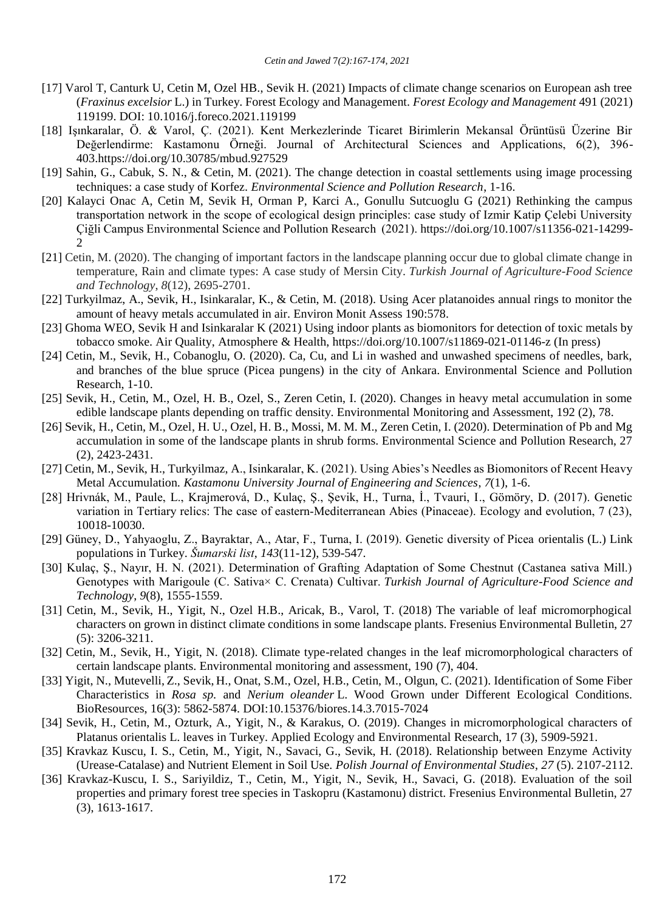[17] Varol T, Canturk U, Cetin M, Ozel HB., Sevik H. (2021) Impacts of climate change scenarios on European ash tree (*Fraxinus excelsior* L.) in Turkey. Forest Ecology and Management. *Forest Ecology and Management* 491 (2021) 119199. DOI: 10.1016/j.foreco.2021.119199

[18] Işınkaralar, Ö. & Varol, Ç. (2021). Kent Merkezlerinde Ticaret Birimlerin Mekansal Örüntüsü Üzerine Bir Değerlendirme: Kastamonu Örneği. Journal of Architectural Sciences and Applications, 6(2), 396-403.https://doi.org/10.30785/mbud.927529

[19] Sahin, G., Cabuk, S. N., & Cetin, M. (2021). The change detection in coastal settlements using image processing techniques: a case study of Korfez. *Environmental Science and Pollution Research*, 1-16.

[20] Kalayci Onac A, Cetin M, Sevik H, Orman P, Karci A., Gonullu Sutcuoglu G (2021) Rethinking the campus transportation network in the scope of ecological design principles: case study of Izmir Katip Çelebi University Çiğli Campus Environmental Science and Pollution Research (2021). https://doi.org/10.1007/s11356-021-14299-2

[21] Cetin, M. (2020). The changing of important factors in the landscape planning occur due to global climate change in temperature, Rain and climate types: A case study of Mersin City. *Turkish Journal of Agriculture-Food Science and Technology*, *8*(12), 2695-2701.

[22] Turkyilmaz, A., Sevik, H., Isinkaralar, K., & Cetin, M. (2018). Using Acer platanoides annual rings to monitor the amount of heavy metals accumulated in air. Environ Monit Assess 190:578.

[23] Ghoma WEO, Sevik H and Isinkaralar K (2021) Using indoor plants as biomonitors for detection of toxic metals by tobacco smoke. Air Quality, Atmosphere & Health, https://doi.org/10.1007/s11869-021-01146-z (In press)

[24] Cetin, M., Sevik, H., Cobanoglu, O. (2020). Ca, Cu, and Li in washed and unwashed specimens of needles, bark, and branches of the blue spruce (Picea pungens) in the city of Ankara. Environmental Science and Pollution Research, 1-10.

[25] Sevik, H., Cetin, M., Ozel, H. B., Ozel, S., Zeren Cetin, I. (2020). Changes in heavy metal accumulation in some edible landscape plants depending on traffic density. Environmental Monitoring and Assessment, 192 (2), 78.

[26] Sevik, H., Cetin, M., Ozel, H. U., Ozel, H. B., Mossi, M. M. M., Zeren Cetin, I. (2020). Determination of Pb and Mg accumulation in some of the landscape plants in shrub forms. Environmental Science and Pollution Research, 27 (2), 2423-2431.

[27] Cetin, M., Sevik, H., Turkyilmaz, A., Isinkaralar, K. (2021). Using Abies's Needles as Biomonitors of Recent Heavy Metal Accumulation. *Kastamonu University Journal of Engineering and Sciences*, *7*(1), 1-6.

[28] Hrivnák, M., Paule, L., Krajmerová, D., Kulaç, Ş., Şevik, H., Turna, İ., Tvauri, I., Gömöry, D. (2017). Genetic variation in Tertiary relics: The case of eastern-Mediterranean Abies (Pinaceae). Ecology and evolution, 7 (23), 10018-10030.

[29] Güney, D., Yahyaoglu, Z., Bayraktar, A., Atar, F., Turna, I. (2019). Genetic diversity of Picea orientalis (L.) Link populations in Turkey. *Šumarski list*, *143*(11-12), 539-547.

[30] Kulaç, Ş., Nayır, H. N. (2021). Determination of Grafting Adaptation of Some Chestnut (Castanea sativa Mill.) Genotypes with Marigoule (C. Sativa× C. Crenata) Cultivar. *Turkish Journal of Agriculture-Food Science and Technology*, *9*(8), 1555-1559.

[31] Cetin, M., Sevik, H., Yigit, N., Ozel H.B., Aricak, B., Varol, T. (2018) The variable of leaf micromorphogical characters on grown in distinct climate conditions in some landscape plants. Fresenius Environmental Bulletin, 27 (5): 3206-3211.

[32] Cetin, M., Sevik, H., Yigit, N. (2018). Climate type-related changes in the leaf micromorphological characters of certain landscape plants. Environmental monitoring and assessment, 190 (7), 404.

[33] Yigit, N., Mutevelli, Z., Sevik, H., Onat, S.M., Ozel, H.B., Cetin, M., Olgun, C. (2021). Identification of Some Fiber Characteristics in *Rosa sp.* and *Nerium oleander* L. Wood Grown under Different Ecological Conditions. BioResources, 16(3): 5862-5874. DOI:10.15376/biores.14.3.7015-7024

[34] Sevik, H., Cetin, M., Ozturk, A., Yigit, N., & Karakus, O. (2019). Changes in micromorphological characters of Platanus orientalis L. leaves in Turkey. Applied Ecology and Environmental Research, 17 (3), 5909-5921.

[35] Kravkaz Kuscu, I. S., Cetin, M., Yigit, N., Savaci, G., Sevik, H. (2018). Relationship between Enzyme Activity (Urease-Catalase) and Nutrient Element in Soil Use. *Polish Journal of Environmental Studies*, *27* (5). 2107-2112.

[36] Kravkaz-Kuscu, I. S., Sariyildiz, T., Cetin, M., Yigit, N., Sevik, H., Savaci, G. (2018). Evaluation of the soil properties and primary forest tree species in Taskopru (Kastamonu) district. Fresenius Environmental Bulletin, 27 (3), 1613-1617.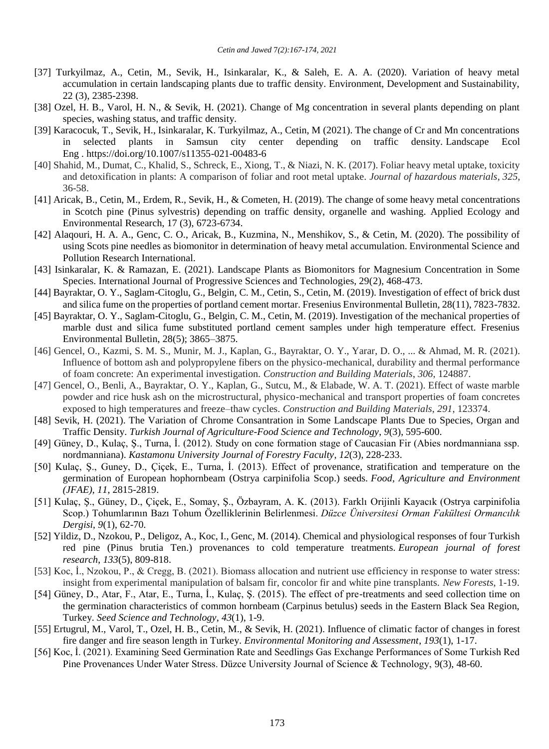[37] Turkyilmaz, A., Cetin, M., Sevik, H., Isinkaralar, K., & Saleh, E. A. A. (2020). Variation of heavy metal accumulation in certain landscaping plants due to traffic density. Environment, Development and Sustainability, 22 (3), 2385-2398.

[38] Ozel, H. B., Varol, H. N., & Sevik, H. (2021). Change of Mg concentration in several plants depending on plant species, washing status, and traffic density.

[39] Karacocuk, T., Sevik, H., Isinkaralar, K. Turkyilmaz, A., Cetin, M (2021). The change of Cr and Mn concentrations in selected plants in Samsun city center depending on traffic density. Landscape Ecol Eng . https://doi.org/10.1007/s11355-021-00483-6

[40] Shahid, M., Dumat, C., Khalid, S., Schreck, E., Xiong, T., & Niazi, N. K. (2017). Foliar heavy metal uptake, toxicity and detoxification in plants: A comparison of foliar and root metal uptake. *Journal of hazardous materials*, *325*, 36-58.

[41] Aricak, B., Cetin, M., Erdem, R., Sevik, H., & Cometen, H. (2019). The change of some heavy metal concentrations in Scotch pine (Pinus sylvestris) depending on traffic density, organelle and washing. Applied Ecology and Environmental Research, 17 (3), 6723-6734.

[42] Alaqouri, H. A. A., Genc, C. O., Aricak, B., Kuzmina, N., Menshikov, S., & Cetin, M. (2020). The possibility of using Scots pine needles as biomonitor in determination of heavy metal accumulation. Environmental Science and Pollution Research International.

[43] Isinkaralar, K. & Ramazan, E. (2021). Landscape Plants as Biomonitors for Magnesium Concentration in Some Species. International Journal of Progressive Sciences and Technologies, 29(2), 468-473.

[44] Bayraktar, O. Y., Saglam-Citoglu, G., Belgin, C. M., Cetin, S., Cetin, M. (2019). Investigation of effect of brick dust and silica fume on the properties of portland cement mortar. Fresenius Environmental Bulletin, 28(11), 7823-7832.

[45] Bayraktar, O. Y., Saglam-Citoglu, G., Belgin, C. M., Cetin, M. (2019). Investigation of the mechanical properties of marble dust and silica fume substituted portland cement samples under high temperature effect. Fresenius Environmental Bulletin, 28(5); 3865–3875.

[46] Gencel, O., Kazmi, S. M. S., Munir, M. J., Kaplan, G., Bayraktar, O. Y., Yarar, D. O., ... & Ahmad, M. R. (2021). Influence of bottom ash and polypropylene fibers on the physico-mechanical, durability and thermal performance of foam concrete: An experimental investigation. *Construction and Building Materials*, *306*, 124887.

[47] Gencel, O., Benli, A., Bayraktar, O. Y., Kaplan, G., Sutcu, M., & Elabade, W. A. T. (2021). Effect of waste marble powder and rice husk ash on the microstructural, physico-mechanical and transport properties of foam concretes exposed to high temperatures and freeze–thaw cycles. *Construction and Building Materials*, *291*, 123374.

[48] Sevik, H. (2021). The Variation of Chrome Consantration in Some Landscape Plants Due to Species, Organ and Traffic Density. *Turkish Journal of Agriculture-Food Science and Technology*, *9*(3), 595-600.

[49] Güney, D., Kulaç, Ş., Turna, İ. (2012). Study on cone formation stage of Caucasian Fir (Abies nordmanniana ssp. nordmanniana). *Kastamonu University Journal of Forestry Faculty*, *12*(3), 228-233.

[50] Kulaç, Ş., Guney, D., Çiçek, E., Turna, İ. (2013). Effect of provenance, stratification and temperature on the germination of European hophornbeam (Ostrya carpinifolia Scop.) seeds. *Food, Agriculture and Environment (JFAE)*, *11*, 2815-2819.

[51] Kulaç, Ş., Güney, D., Çiçek, E., Somay, Ş., Özbayram, A. K. (2013). Farklı Orijinli Kayacık (Ostrya carpinifolia Scop.) Tohumlarının Bazı Tohum Özelliklerinin Belirlenmesi. *Düzce Üniversitesi Orman Fakültesi Ormancılık Dergisi*, *9*(1), 62-70.

[52] Yildiz, D., Nzokou, P., Deligoz, A., Koc, I., Genc, M. (2014). Chemical and physiological responses of four Turkish red pine (Pinus brutia Ten.) provenances to cold temperature treatments. *European journal of forest research*, *133*(5), 809-818.

[53] Koc, İ., Nzokou, P., & Cregg, B. (2021). Biomass allocation and nutrient use efficiency in response to water stress: insight from experimental manipulation of balsam fir, concolor fir and white pine transplants. *New Forests*, 1-19.

[54] Güney, D., Atar, F., Atar, E., Turna, İ., Kulaç, Ş. (2015). The effect of pre-treatments and seed collection time on the germination characteristics of common hornbeam (Carpinus betulus) seeds in the Eastern Black Sea Region, Turkey. *Seed Science and Technology*, *43*(1), 1-9.

[55] Ertugrul, M., Varol, T., Ozel, H. B., Cetin, M., & Sevik, H. (2021). Influence of climatic factor of changes in forest fire danger and fire season length in Turkey. *Environmental Monitoring and Assessment*, *193*(1), 1-17.

[56] Koc, İ. (2021). Examining Seed Germination Rate and Seedlings Gas Exchange Performances of Some Turkish Red Pine Provenances Under Water Stress. Düzce University Journal of Science & Technology, 9(3), 48-60.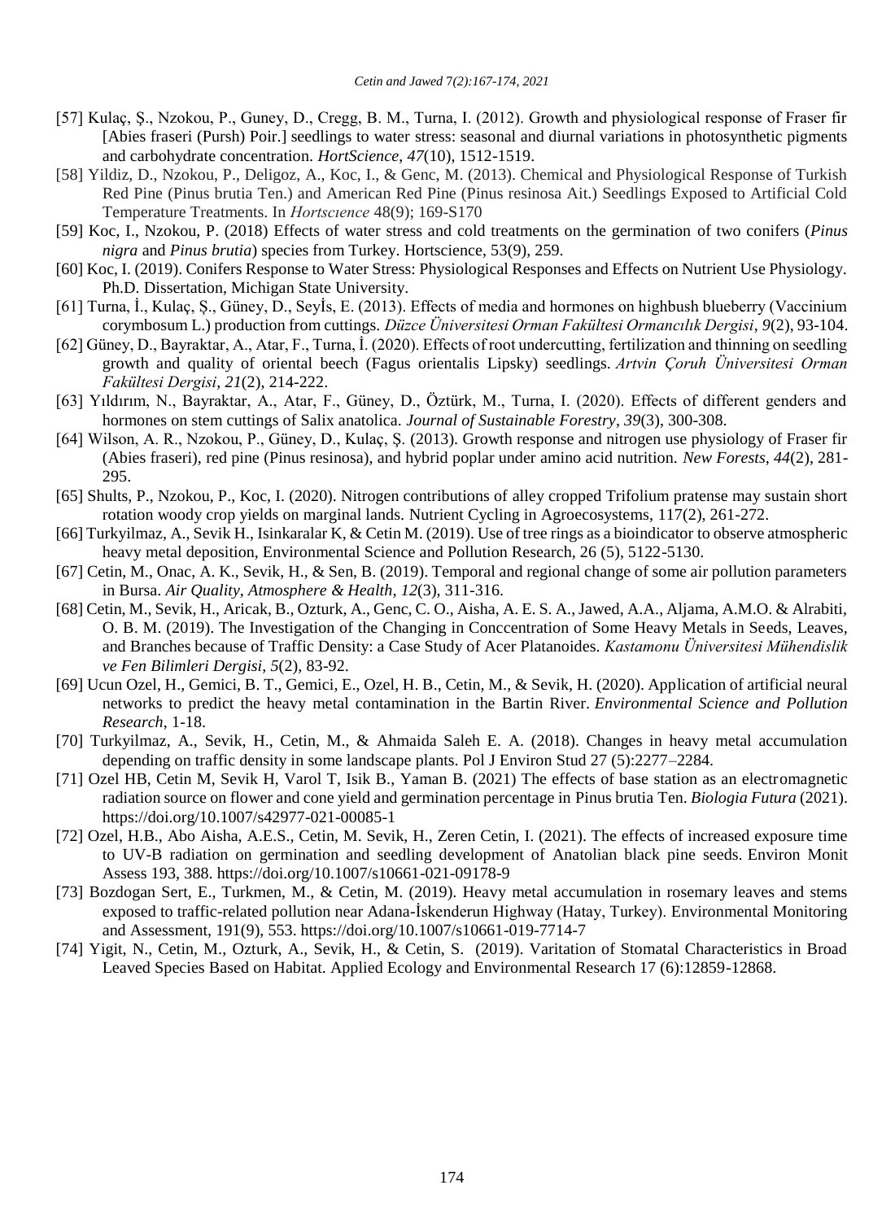[57] Kulaç, Ş., Nzokou, P., Guney, D., Cregg, B. M., Turna, I. (2012). Growth and physiological response of Fraser fir [Abies fraseri (Pursh) Poir.] seedlings to water stress: seasonal and diurnal variations in photosynthetic pigments and carbohydrate concentration. *HortScience*, *47*(10), 1512-1519.

[58] Yildiz, D., Nzokou, P., Deligoz, A., Koc, I., & Genc, M. (2013). Chemical and Physiological Response of Turkish Red Pine (Pinus brutia Ten.) and American Red Pine (Pinus resinosa Ait.) Seedlings Exposed to Artificial Cold Temperature Treatments. In *Hortscıence* 48(9); 169-S170

[59] Koc, I., Nzokou, P. (2018) Effects of water stress and cold treatments on the germination of two conifers (*Pinus nigra* and *Pinus brutia*) species from Turkey. Hortscience, 53(9), 259.

[60] Koc, I. (2019). Conifers Response to Water Stress: Physiological Responses and Effects on Nutrient Use Physiology. Ph.D. Dissertation, Michigan State University.

[61] Turna, İ., Kulaç, Ş., Güney, D., Seyİs, E. (2013). Effects of media and hormones on highbush blueberry (Vaccinium corymbosum L.) production from cuttings. *Düzce Üniversitesi Orman Fakültesi Ormancılık Dergisi*, *9*(2), 93-104.

[62] Güney, D., Bayraktar, A., Atar, F., Turna, İ. (2020). Effects of root undercutting, fertilization and thinning on seedling growth and quality of oriental beech (Fagus orientalis Lipsky) seedlings. *Artvin Çoruh Üniversitesi Orman Fakültesi Dergisi*, *21*(2), 214-222.

[63] Yıldırım, N., Bayraktar, A., Atar, F., Güney, D., Öztürk, M., Turna, I. (2020). Effects of different genders and hormones on stem cuttings of Salix anatolica. *Journal of Sustainable Forestry*, *39*(3), 300-308.

[64] Wilson, A. R., Nzokou, P., Güney, D., Kulaç, Ş. (2013). Growth response and nitrogen use physiology of Fraser fir (Abies fraseri), red pine (Pinus resinosa), and hybrid poplar under amino acid nutrition. *New Forests*, *44*(2), 281-295.

[65] Shults, P., Nzokou, P., Koc, I. (2020). Nitrogen contributions of alley cropped Trifolium pratense may sustain short rotation woody crop yields on marginal lands. Nutrient Cycling in Agroecosystems, 117(2), 261-272.

[66] Turkyilmaz, A., Sevik H., Isinkaralar K, & Cetin M. (2019). Use of tree rings as a bioindicator to observe atmospheric heavy metal deposition, Environmental Science and Pollution Research, 26 (5), 5122-5130.

[67] Cetin, M., Onac, A. K., Sevik, H., & Sen, B. (2019). Temporal and regional change of some air pollution parameters in Bursa. *Air Quality, Atmosphere & Health*, *12*(3), 311-316.

[68] Cetin, M., Sevik, H., Aricak, B., Ozturk, A., Genc, C. O., Aisha, A. E. S. A., Jawed, A.A., Aljama, A.M.O. & Alrabiti, O. B. M. (2019). The Investigation of the Changing in Conccentration of Some Heavy Metals in Seeds, Leaves, and Branches because of Traffic Density: a Case Study of Acer Platanoides. *Kastamonu Üniversitesi Mühendislik ve Fen Bilimleri Dergisi*, *5*(2), 83-92.

[69] Ucun Ozel, H., Gemici, B. T., Gemici, E., Ozel, H. B., Cetin, M., & Sevik, H. (2020). Application of artificial neural networks to predict the heavy metal contamination in the Bartin River. *Environmental Science and Pollution Research*, 1-18.

[70] Turkyilmaz, A., Sevik, H., Cetin, M., & Ahmaida Saleh E. A. (2018). Changes in heavy metal accumulation depending on traffic density in some landscape plants. Pol J Environ Stud 27 (5):2277–2284.

[71] Ozel HB, Cetin M, Sevik H, Varol T, Isik B., Yaman B. (2021) The effects of base station as an electromagnetic radiation source on flower and cone yield and germination percentage in Pinus brutia Ten. *Biologia Futura* (2021). https://doi.org/10.1007/s42977-021-00085-1

[72] Ozel, H.B., Abo Aisha, A.E.S., Cetin, M. Sevik, H., Zeren Cetin, I. (2021). The effects of increased exposure time to UV-B radiation on germination and seedling development of Anatolian black pine seeds. Environ Monit Assess 193, 388. https://doi.org/10.1007/s10661-021-09178-9

[73] Bozdogan Sert, E., Turkmen, M., & Cetin, M. (2019). Heavy metal accumulation in rosemary leaves and stems exposed to traffic-related pollution near Adana-İskenderun Highway (Hatay, Turkey). Environmental Monitoring and Assessment, 191(9), 553. https://doi.org/10.1007/s10661-019-7714-7

[74] Yigit, N., Cetin, M., Ozturk, A., Sevik, H., & Cetin, S. (2019). Varitation of Stomatal Characteristics in Broad Leaved Species Based on Habitat. Applied Ecology and Environmental Research 17 (6):12859-12868.